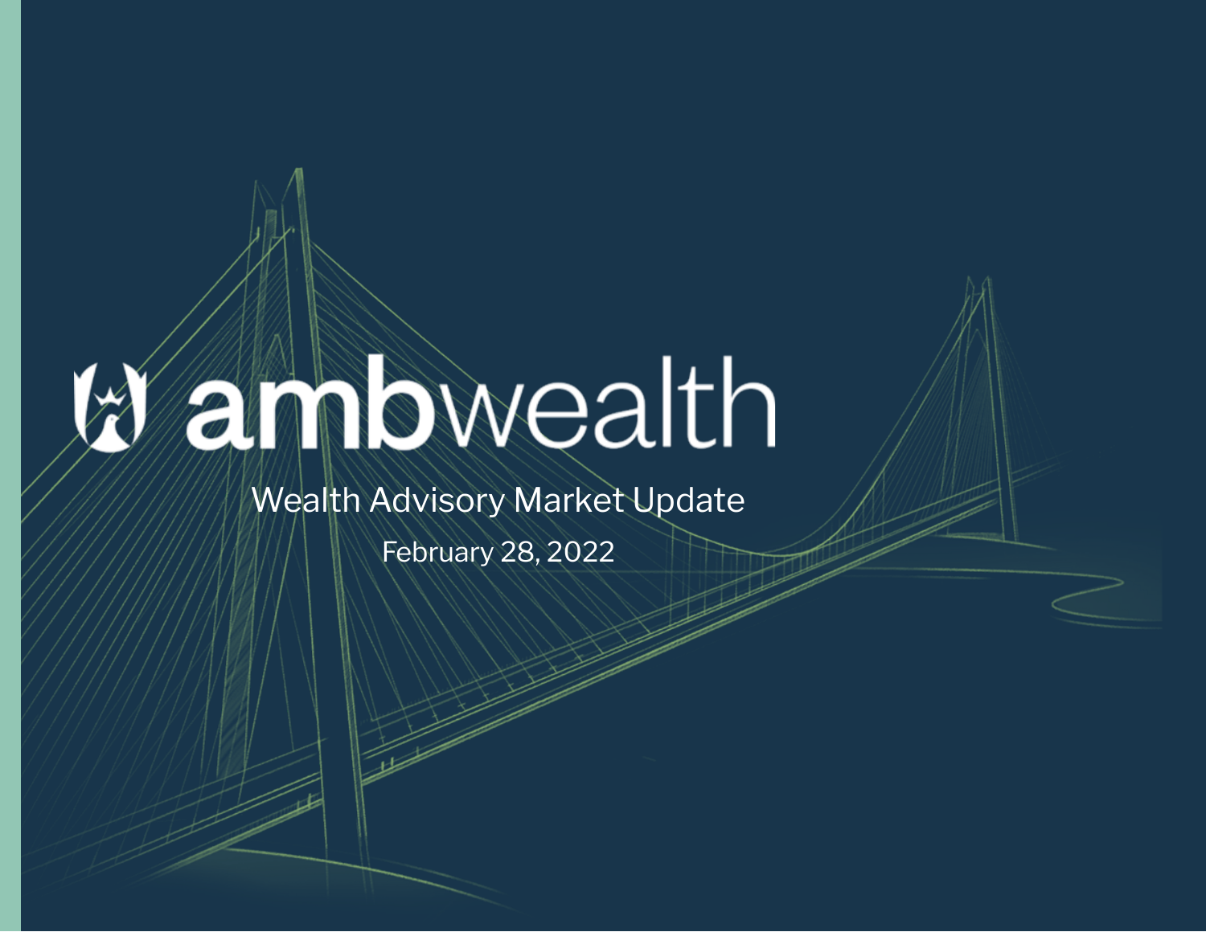# ambwealth

## Wealth Advisory Market Update

February 28, 2022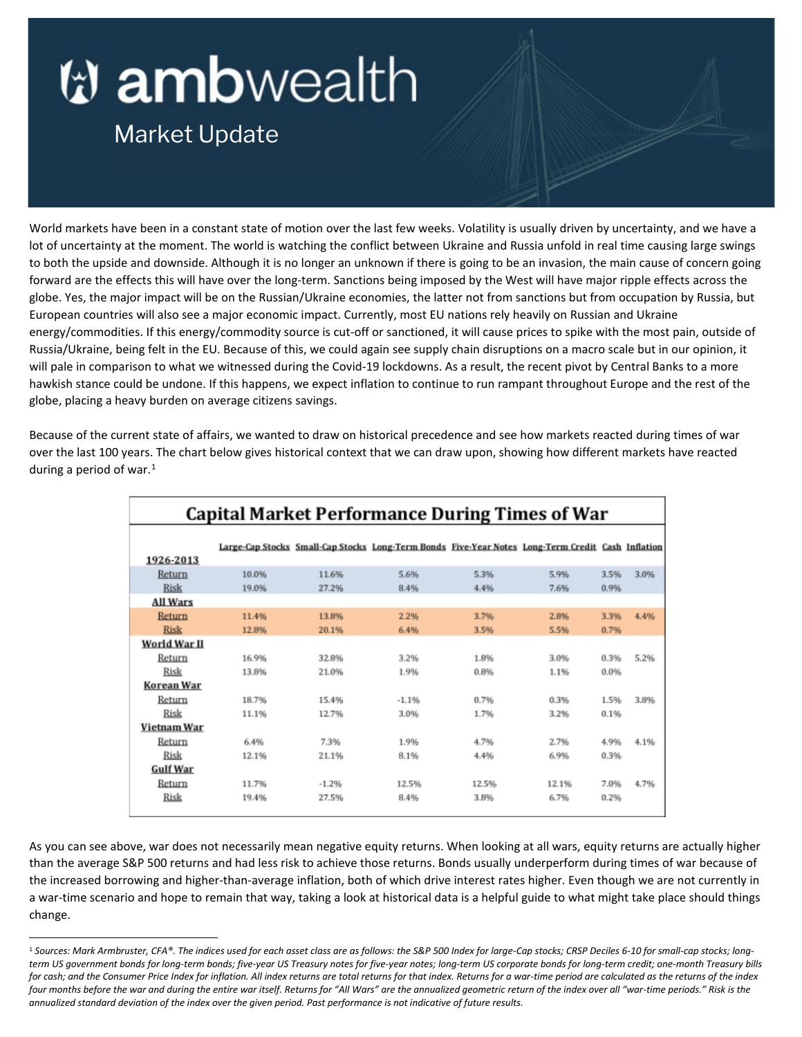# ambwealth

## Market Update

World markets have been in a constant state of motion over the last few weeks. Volatility is usually driven by uncertainty, and we have a lot of uncertainty at the moment. The world is watching the conflict between Ukraine and Russia unfold in real time causing large swings to both the upside and downside. Although it is no longer an unknown if there is going to be an invasion, the main cause of concern going forward are the effects this will have over the long-term. Sanctions being imposed by the West will have major ripple effects across the globe. Yes, the major impact will be on the Russian/Ukraine economies, the latter not from sanctions but from occupation by Russia, but European countries will also see a major economic impact. Currently, most EU nations rely heavily on Russian and Ukraine energy/commodities. If this energy/commodity source is cut-off or sanctioned, it will cause prices to spike with the most pain, outside of Russia/Ukraine, being felt in the EU. Because of this, we could again see supply chain disruptions on a macro scale but in our opinion, it will pale in comparison to what we witnessed during the Covid-19 lockdowns. As a result, the recent pivot by Central Banks to a more hawkish stance could be undone. If this happens, we expect inflation to continue to run rampant throughout Europe and the rest of the globe, placing a heavy burden on average citizens savings.

Because of the current state of affairs, we wanted to draw on historical precedence and see how markets reacted during times of war over the last 100 years. The chart below gives historical context that we can draw upon, showing how different markets have reacted during a period of war.[1]

**Capital Market Performance During Times of War**

| | Large-Cap Stocks | Small-Cap Stocks | Long-Term Bonds | Five-Year Notes | Long-Term Credit | Cash | Inflation |
|---|---|---|---|---|---|---|---|
| **1926-2013** | | | | | | | |
| Return | 10.0% | 11.6% | 5.6% | 5.3% | 5.9% | 3.5% | 3.0% |
| Risk | 19.0% | 27.2% | 8.4% | 4.4% | 7.6% | 0.9% | |
| **All Wars** | | | | | | | |
| Return | 11.4% | 13.8% | 2.2% | 3.7% | 2.8% | 3.3% | 4.4% |
| Risk | 12.8% | 20.1% | 6.4% | 3.5% | 5.5% | 0.7% | |
| **World War II** | | | | | | | |
| Return | 16.9% | 32.8% | 3.2% | 1.8% | 3.0% | 0.3% | 5.2% |
| Risk | 13.8% | 21.0% | 1.9% | 0.8% | 1.1% | 0.0% | |
| **Korean War** | | | | | | | |
| Return | 18.7% | 15.4% | -1.1% | 0.7% | 0.3% | 1.5% | 3.8% |
| Risk | 11.1% | 12.7% | 3.0% | 1.7% | 3.2% | 0.1% | |
| **Vietnam War** | | | | | | | |
| Return | 6.4% | 7.3% | 1.9% | 4.7% | 2.7% | 4.9% | 4.1% |
| Risk | 12.1% | 21.1% | 8.1% | 4.4% | 6.9% | 0.3% | |
| **Gulf War** | | | | | | | |
| Return | 11.7% | -1.2% | 12.5% | 12.5% | 12.1% | 7.0% | 4.7% |
| Risk | 19.4% | 27.5% | 8.4% | 3.8% | 6.7% | 0.2% | |

As you can see above, war does not necessarily mean negative equity returns. When looking at all wars, equity returns are actually higher than the average S&P 500 returns and had less risk to achieve those returns. Bonds usually underperform during times of war because of the increased borrowing and higher-than-average inflation, both of which drive interest rates higher. Even though we are not currently in a war-time scenario and hope to remain that way, taking a look at historical data is a helpful guide to what might take place should things change.

---

[1] *Sources: Mark Armbruster, CFA®. The indices used for each asset class are as follows: the S&P 500 Index for large-Cap stocks; CRSP Deciles 6-10 for small-cap stocks; long-term US government bonds for long-term bonds; five-year US Treasury notes for five-year notes; long-term US corporate bonds for long-term credit; one-month Treasury bills for cash; and the Consumer Price Index for inflation. All index returns are total returns for that index. Returns for a war-time period are calculated as the returns of the index four months before the war and during the entire war itself. Returns for "All Wars" are the annualized geometric return of the index over all "war-time periods." Risk is the annualized standard deviation of the index over the given period. Past performance is not indicative of future results.*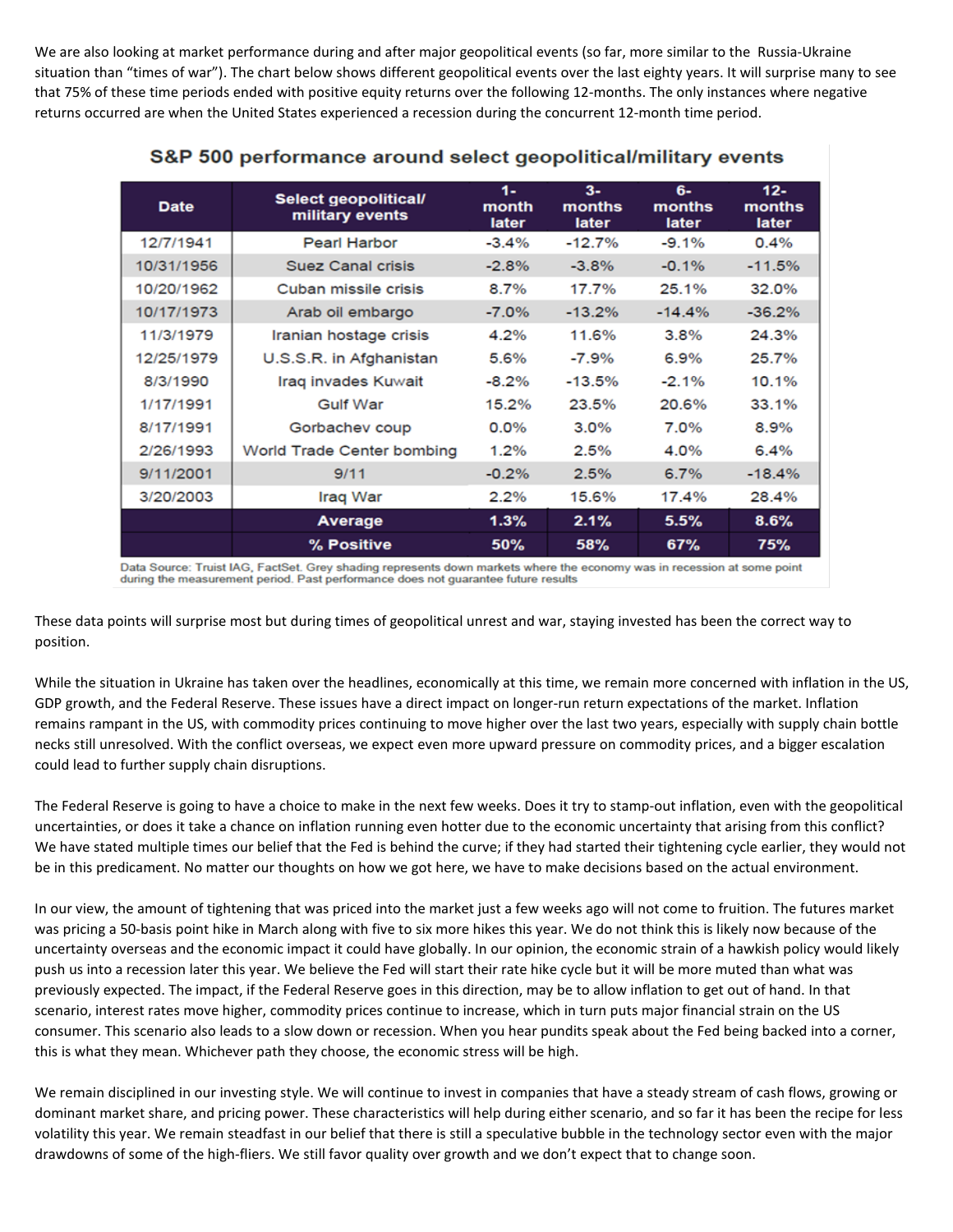We are also looking at market performance during and after major geopolitical events (so far, more similar to the Russia-Ukraine situation than "times of war"). The chart below shows different geopolitical events over the last eighty years. It will surprise many to see that 75% of these time periods ended with positive equity returns over the following 12-months. The only instances where negative returns occurred are when the United States experienced a recession during the concurrent 12-month time period.

**S&P 500 performance around select geopolitical/military events**

| Date | Select geopolitical/ military events | 1-month later | 3-months later | 6-months later | 12-months later |
|---|---|---|---|---|---|
| 12/7/1941 | Pearl Harbor | -3.4% | -12.7% | -9.1% | 0.4% |
| 10/31/1956 | Suez Canal crisis | -2.8% | -3.8% | -0.1% | -11.5% |
| 10/20/1962 | Cuban missile crisis | 8.7% | 17.7% | 25.1% | 32.0% |
| 10/17/1973 | Arab oil embargo | -7.0% | -13.2% | -14.4% | -36.2% |
| 11/3/1979 | Iranian hostage crisis | 4.2% | 11.6% | 3.8% | 24.3% |
| 12/25/1979 | U.S.S.R. in Afghanistan | 5.6% | -7.9% | 6.9% | 25.7% |
| 8/3/1990 | Iraq invades Kuwait | -8.2% | -13.5% | -2.1% | 10.1% |
| 1/17/1991 | Gulf War | 15.2% | 23.5% | 20.6% | 33.1% |
| 8/17/1991 | Gorbachev coup | 0.0% | 3.0% | 7.0% | 8.9% |
| 2/26/1993 | World Trade Center bombing | 1.2% | 2.5% | 4.0% | 6.4% |
| 9/11/2001 | 9/11 | -0.2% | 2.5% | 6.7% | -18.4% |
| 3/20/2003 | Iraq War | 2.2% | 15.6% | 17.4% | 28.4% |
| | **Average** | **1.3%** | **2.1%** | **5.5%** | **8.6%** |
| | **% Positive** | **50%** | **58%** | **67%** | **75%** |

Data Source: Truist IAG, FactSet. Grey shading represents down markets where the economy was in recession at some point during the measurement period. Past performance does not guarantee future results

These data points will surprise most but during times of geopolitical unrest and war, staying invested has been the correct way to position.

While the situation in Ukraine has taken over the headlines, economically at this time, we remain more concerned with inflation in the US, GDP growth, and the Federal Reserve. These issues have a direct impact on longer-run return expectations of the market. Inflation remains rampant in the US, with commodity prices continuing to move higher over the last two years, especially with supply chain bottle necks still unresolved. With the conflict overseas, we expect even more upward pressure on commodity prices, and a bigger escalation could lead to further supply chain disruptions.

The Federal Reserve is going to have a choice to make in the next few weeks. Does it try to stamp-out inflation, even with the geopolitical uncertainties, or does it take a chance on inflation running even hotter due to the economic uncertainty that arising from this conflict? We have stated multiple times our belief that the Fed is behind the curve; if they had started their tightening cycle earlier, they would not be in this predicament. No matter our thoughts on how we got here, we have to make decisions based on the actual environment.

In our view, the amount of tightening that was priced into the market just a few weeks ago will not come to fruition. The futures market was pricing a 50-basis point hike in March along with five to six more hikes this year. We do not think this is likely now because of the uncertainty overseas and the economic impact it could have globally. In our opinion, the economic strain of a hawkish policy would likely push us into a recession later this year. We believe the Fed will start their rate hike cycle but it will be more muted than what was previously expected. The impact, if the Federal Reserve goes in this direction, may be to allow inflation to get out of hand. In that scenario, interest rates move higher, commodity prices continue to increase, which in turn puts major financial strain on the US consumer. This scenario also leads to a slow down or recession. When you hear pundits speak about the Fed being backed into a corner, this is what they mean. Whichever path they choose, the economic stress will be high.

We remain disciplined in our investing style. We will continue to invest in companies that have a steady stream of cash flows, growing or dominant market share, and pricing power. These characteristics will help during either scenario, and so far it has been the recipe for less volatility this year. We remain steadfast in our belief that there is still a speculative bubble in the technology sector even with the major drawdowns of some of the high-fliers. We still favor quality over growth and we don't expect that to change soon.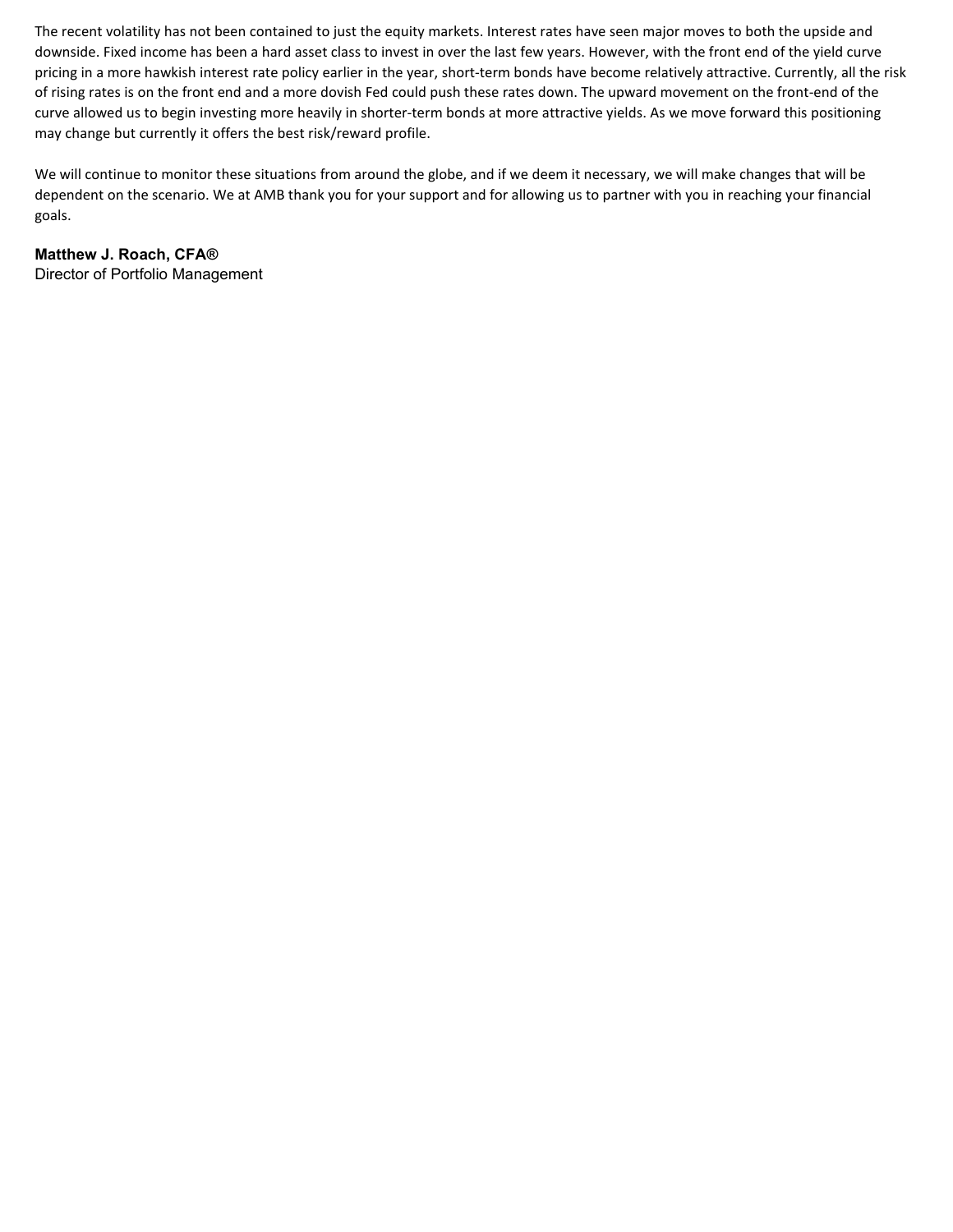The recent volatility has not been contained to just the equity markets. Interest rates have seen major moves to both the upside and downside. Fixed income has been a hard asset class to invest in over the last few years. However, with the front end of the yield curve pricing in a more hawkish interest rate policy earlier in the year, short-term bonds have become relatively attractive. Currently, all the risk of rising rates is on the front end and a more dovish Fed could push these rates down. The upward movement on the front-end of the curve allowed us to begin investing more heavily in shorter-term bonds at more attractive yields. As we move forward this positioning may change but currently it offers the best risk/reward profile.

We will continue to monitor these situations from around the globe, and if we deem it necessary, we will make changes that will be dependent on the scenario. We at AMB thank you for your support and for allowing us to partner with you in reaching your financial goals.

**Matthew J. Roach, CFA®**
Director of Portfolio Management